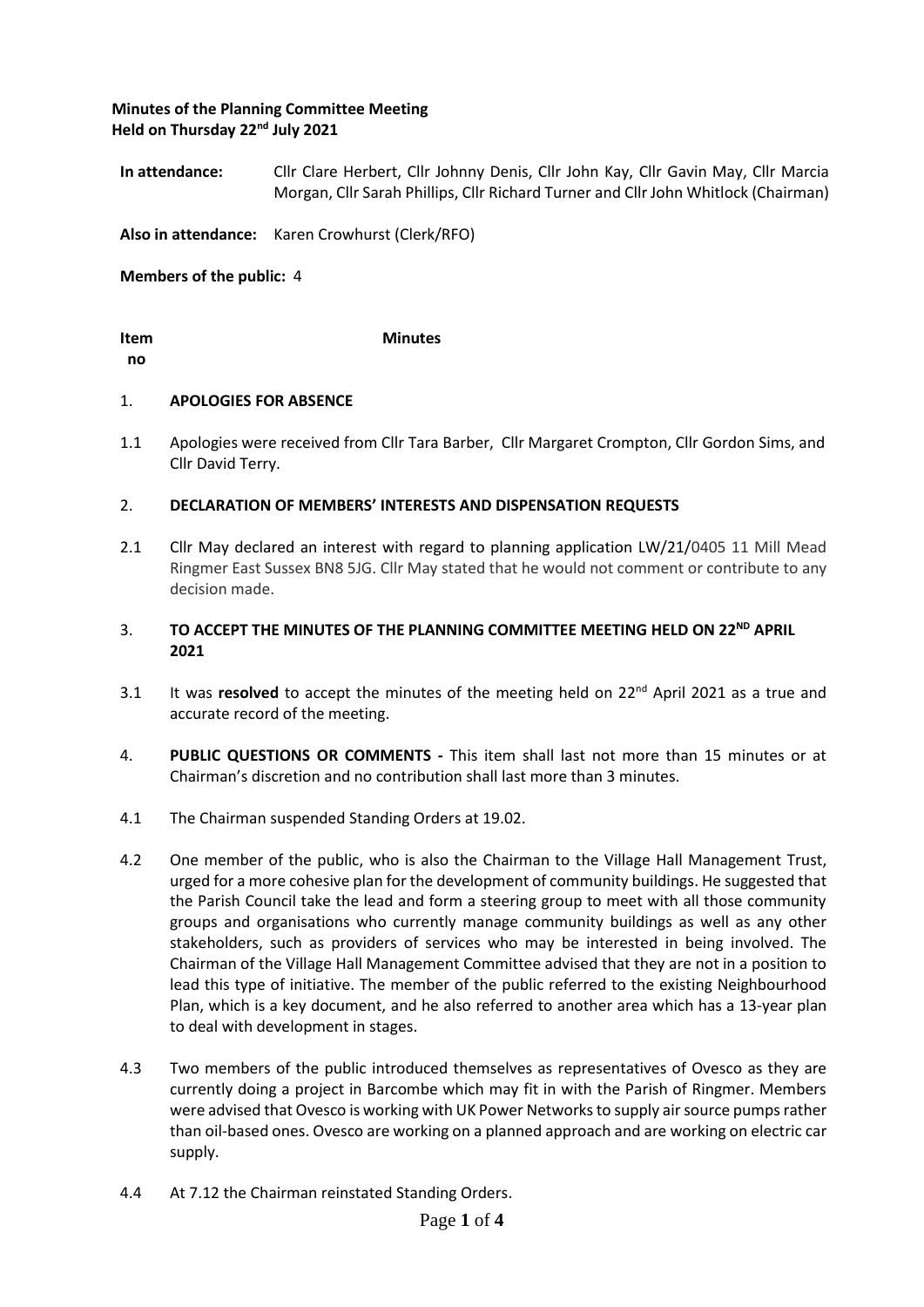**Minutes of the Planning Committee Meeting**
**Held on Thursday 22nd July 2021**

**In attendance:** Cllr Clare Herbert, Cllr Johnny Denis, Cllr John Kay, Cllr Gavin May, Cllr Marcia Morgan, Cllr Sarah Phillips, Cllr Richard Turner and Cllr John Whitlock (Chairman)

**Also in attendance:** Karen Crowhurst (Clerk/RFO)

**Members of the public:** 4

| **Item no** | **Minutes** |
|---|---|
| 1. | **APOLOGIES FOR ABSENCE** |
| 1.1 | Apologies were received from Cllr Tara Barber, Cllr Margaret Crompton, Cllr Gordon Sims, and Cllr David Terry. |
| 2. | **DECLARATION OF MEMBERS' INTERESTS AND DISPENSATION REQUESTS** |
| 2.1 | Cllr May declared an interest with regard to planning application LW/21/0405 11 Mill Mead Ringmer East Sussex BN8 5JG. Cllr May stated that he would not comment or contribute to any decision made. |
| 3. | **TO ACCEPT THE MINUTES OF THE PLANNING COMMITTEE MEETING HELD ON 22ND APRIL 2021** |
| 3.1 | It was **resolved** to accept the minutes of the meeting held on 22nd April 2021 as a true and accurate record of the meeting. |
| 4. | **PUBLIC QUESTIONS OR COMMENTS -** This item shall last not more than 15 minutes or at Chairman's discretion and no contribution shall last more than 3 minutes. |
| 4.1 | The Chairman suspended Standing Orders at 19.02. |
| 4.2 | One member of the public, who is also the Chairman to the Village Hall Management Trust, urged for a more cohesive plan for the development of community buildings. He suggested that the Parish Council take the lead and form a steering group to meet with all those community groups and organisations who currently manage community buildings as well as any other stakeholders, such as providers of services who may be interested in being involved. The Chairman of the Village Hall Management Committee advised that they are not in a position to lead this type of initiative. The member of the public referred to the existing Neighbourhood Plan, which is a key document, and he also referred to another area which has a 13-year plan to deal with development in stages. |
| 4.3 | Two members of the public introduced themselves as representatives of Ovesco as they are currently doing a project in Barcombe which may fit in with the Parish of Ringmer. Members were advised that Ovesco is working with UK Power Networks to supply air source pumps rather than oil-based ones. Ovesco are working on a planned approach and are working on electric car supply. |
| 4.4 | At 7.12 the Chairman reinstated Standing Orders. |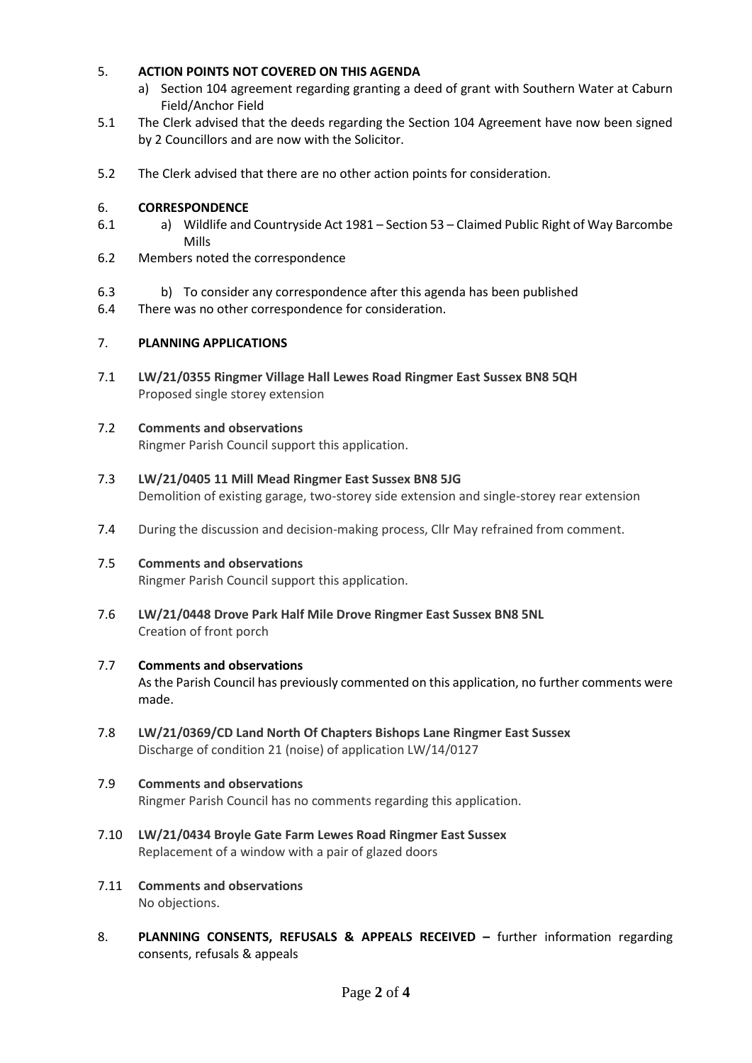5. **ACTION POINTS NOT COVERED ON THIS AGENDA**

   a) Section 104 agreement regarding granting a deed of grant with Southern Water at Caburn Field/Anchor Field

5.1 The Clerk advised that the deeds regarding the Section 104 Agreement have now been signed by 2 Councillors and are now with the Solicitor.

5.2 The Clerk advised that there are no other action points for consideration.

6. **CORRESPONDENCE**

6.1 a) Wildlife and Countryside Act 1981 – Section 53 – Claimed Public Right of Way Barcombe Mills

6.2 Members noted the correspondence

6.3 b) To consider any correspondence after this agenda has been published

6.4 There was no other correspondence for consideration.

7. **PLANNING APPLICATIONS**

7.1 **LW/21/0355 Ringmer Village Hall Lewes Road Ringmer East Sussex BN8 5QH**
Proposed single storey extension

7.2 **Comments and observations**
Ringmer Parish Council support this application.

7.3 **LW/21/0405 11 Mill Mead Ringmer East Sussex BN8 5JG**
Demolition of existing garage, two-storey side extension and single-storey rear extension

7.4 During the discussion and decision-making process, Cllr May refrained from comment.

7.5 **Comments and observations**
Ringmer Parish Council support this application.

7.6 **LW/21/0448 Drove Park Half Mile Drove Ringmer East Sussex BN8 5NL**
Creation of front porch

7.7 **Comments and observations**
As the Parish Council has previously commented on this application, no further comments were made.

7.8 **LW/21/0369/CD Land North Of Chapters Bishops Lane Ringmer East Sussex**
Discharge of condition 21 (noise) of application LW/14/0127

7.9 **Comments and observations**
Ringmer Parish Council has no comments regarding this application.

7.10 **LW/21/0434 Broyle Gate Farm Lewes Road Ringmer East Sussex**
Replacement of a window with a pair of glazed doors

7.11 **Comments and observations**
No objections.

8. **PLANNING CONSENTS, REFUSALS & APPEALS RECEIVED –** further information regarding consents, refusals & appeals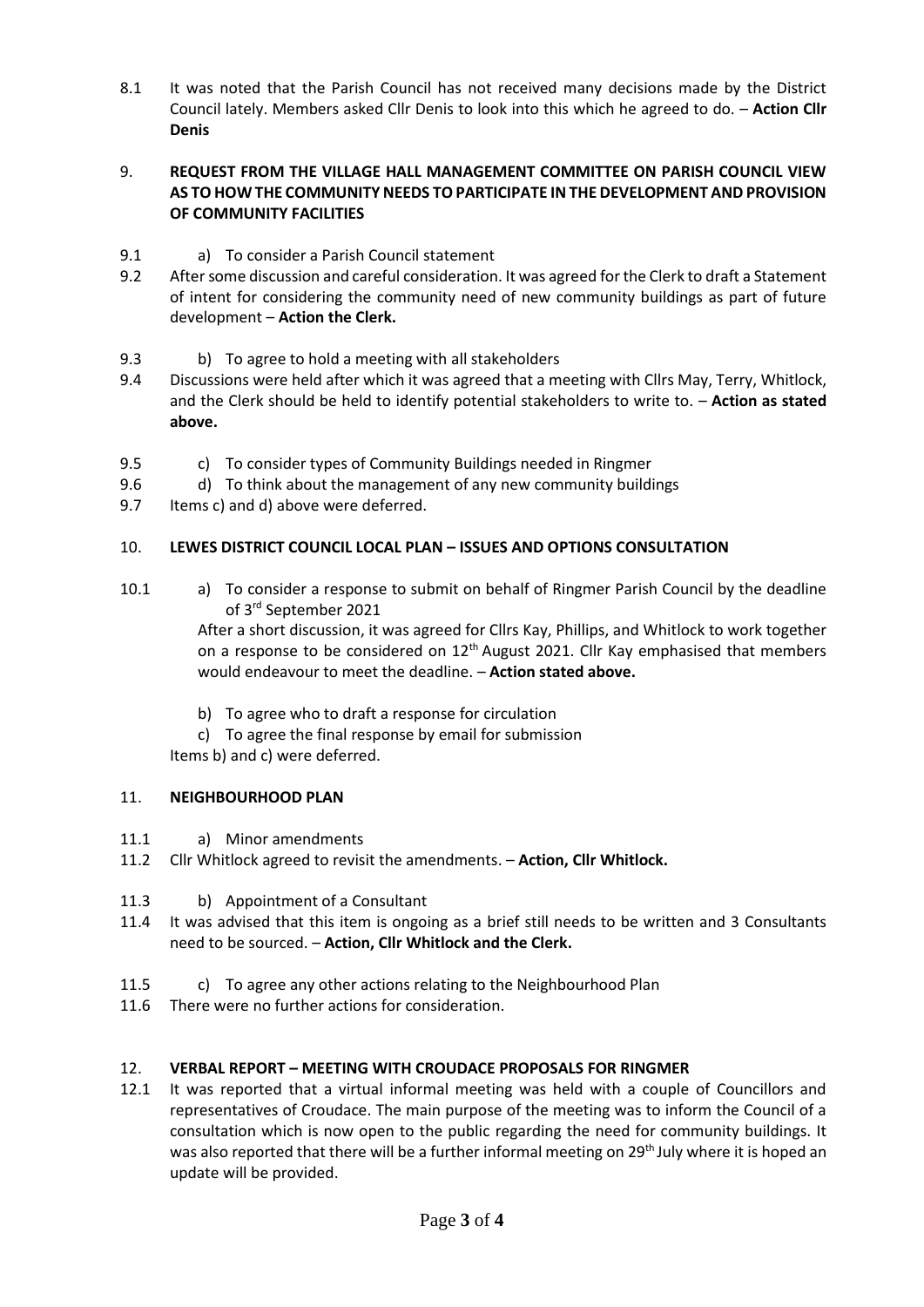8.1 It was noted that the Parish Council has not received many decisions made by the District Council lately. Members asked Cllr Denis to look into this which he agreed to do. – **Action Cllr Denis**

9. **REQUEST FROM THE VILLAGE HALL MANAGEMENT COMMITTEE ON PARISH COUNCIL VIEW AS TO HOW THE COMMUNITY NEEDS TO PARTICIPATE IN THE DEVELOPMENT AND PROVISION OF COMMUNITY FACILITIES**

9.1 a) To consider a Parish Council statement

9.2 After some discussion and careful consideration. It was agreed for the Clerk to draft a Statement of intent for considering the community need of new community buildings as part of future development – **Action the Clerk.**

9.3 b) To agree to hold a meeting with all stakeholders

9.4 Discussions were held after which it was agreed that a meeting with Cllrs May, Terry, Whitlock, and the Clerk should be held to identify potential stakeholders to write to. – **Action as stated above.**

9.5 c) To consider types of Community Buildings needed in Ringmer

9.6 d) To think about the management of any new community buildings

9.7 Items c) and d) above were deferred.

10. **LEWES DISTRICT COUNCIL LOCAL PLAN – ISSUES AND OPTIONS CONSULTATION**

10.1 a) To consider a response to submit on behalf of Ringmer Parish Council by the deadline of 3rd September 2021

After a short discussion, it was agreed for Cllrs Kay, Phillips, and Whitlock to work together on a response to be considered on 12th August 2021. Cllr Kay emphasised that members would endeavour to meet the deadline. – **Action stated above.**

b) To agree who to draft a response for circulation

c) To agree the final response by email for submission

Items b) and c) were deferred.

11. **NEIGHBOURHOOD PLAN**

11.1 a) Minor amendments

11.2 Cllr Whitlock agreed to revisit the amendments. – **Action, Cllr Whitlock.**

11.3 b) Appointment of a Consultant

11.4 It was advised that this item is ongoing as a brief still needs to be written and 3 Consultants need to be sourced. – **Action, Cllr Whitlock and the Clerk.**

11.5 c) To agree any other actions relating to the Neighbourhood Plan

11.6 There were no further actions for consideration.

12. **VERBAL REPORT – MEETING WITH CROUDACE PROPOSALS FOR RINGMER**

12.1 It was reported that a virtual informal meeting was held with a couple of Councillors and representatives of Croudace. The main purpose of the meeting was to inform the Council of a consultation which is now open to the public regarding the need for community buildings. It was also reported that there will be a further informal meeting on 29th July where it is hoped an update will be provided.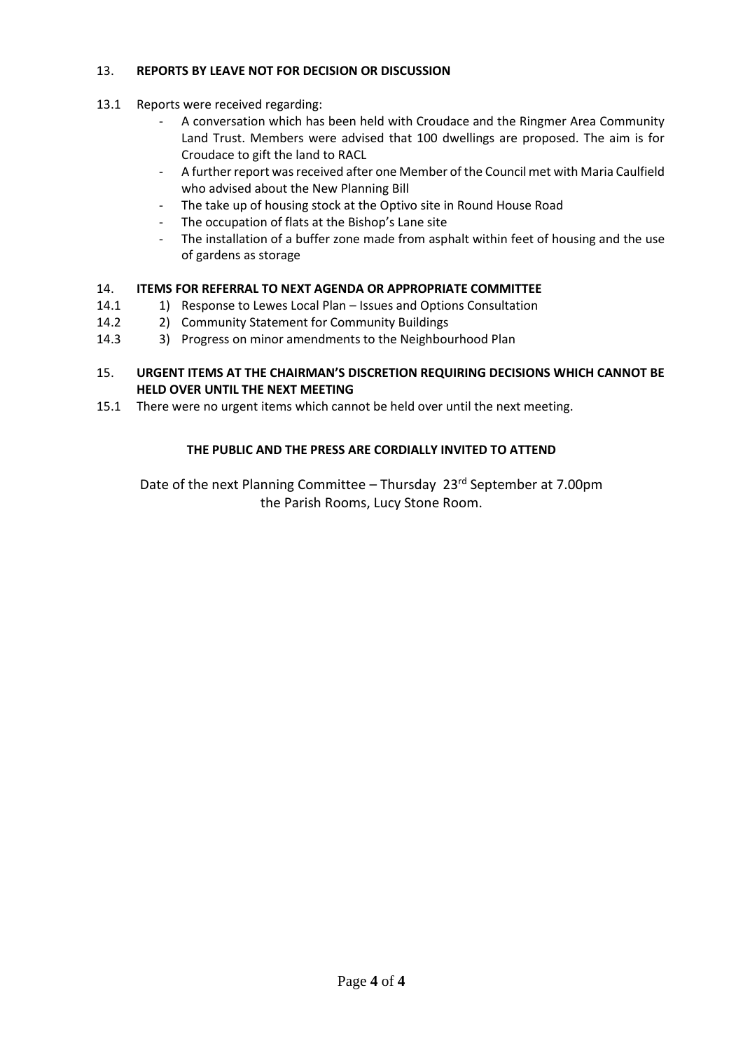13. **REPORTS BY LEAVE NOT FOR DECISION OR DISCUSSION**

13.1 Reports were received regarding:

- A conversation which has been held with Croudace and the Ringmer Area Community Land Trust. Members were advised that 100 dwellings are proposed. The aim is for Croudace to gift the land to RACL
- A further report was received after one Member of the Council met with Maria Caulfield who advised about the New Planning Bill
- The take up of housing stock at the Optivo site in Round House Road
- The occupation of flats at the Bishop's Lane site
- The installation of a buffer zone made from asphalt within feet of housing and the use of gardens as storage

14. **ITEMS FOR REFERRAL TO NEXT AGENDA OR APPROPRIATE COMMITTEE**

14.1 1) Response to Lewes Local Plan – Issues and Options Consultation

14.2 2) Community Statement for Community Buildings

14.3 3) Progress on minor amendments to the Neighbourhood Plan

15. **URGENT ITEMS AT THE CHAIRMAN'S DISCRETION REQUIRING DECISIONS WHICH CANNOT BE HELD OVER UNTIL THE NEXT MEETING**

15.1 There were no urgent items which cannot be held over until the next meeting.

**THE PUBLIC AND THE PRESS ARE CORDIALLY INVITED TO ATTEND**

Date of the next Planning Committee – Thursday 23rd September at 7.00pm the Parish Rooms, Lucy Stone Room.